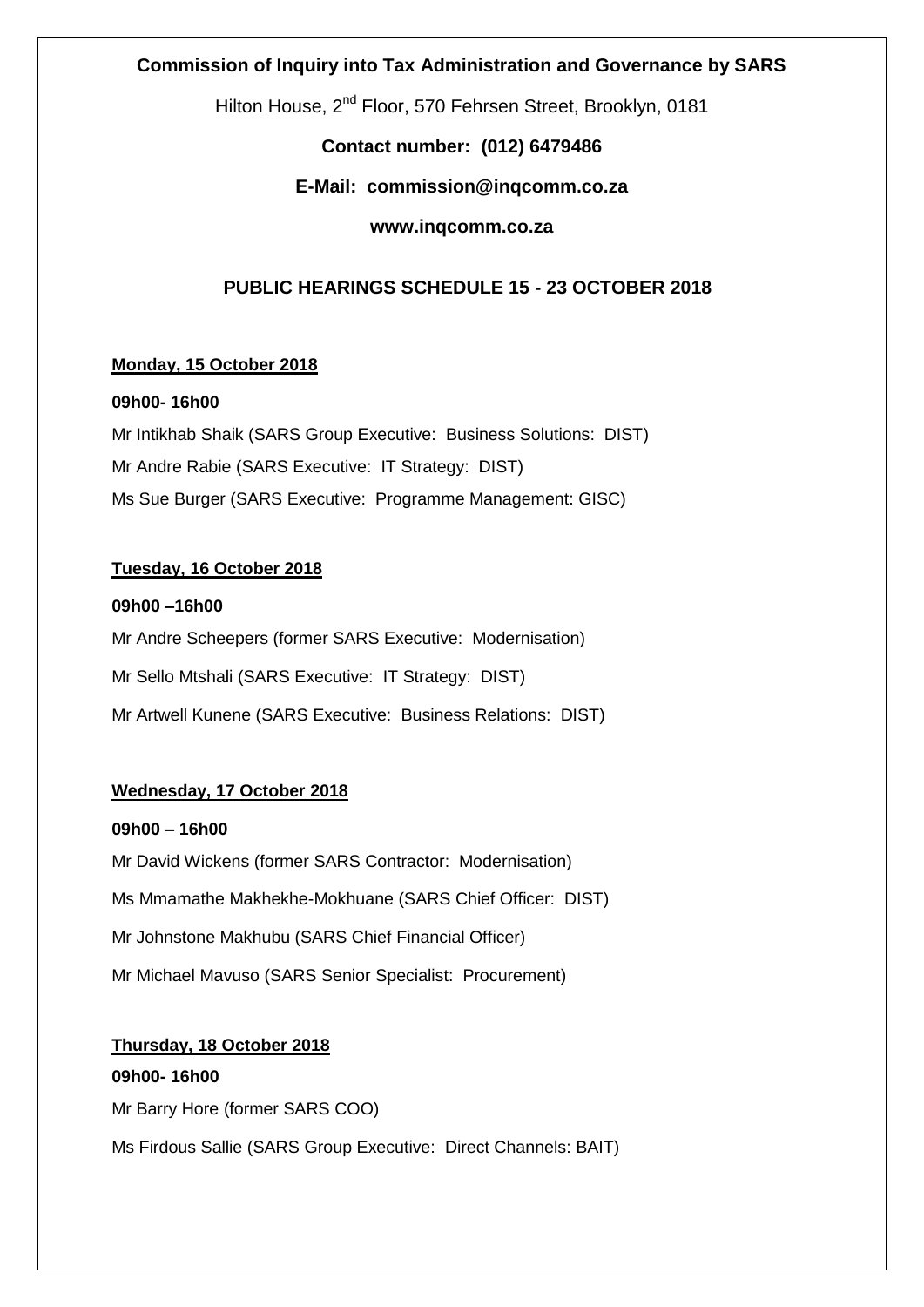**Commission of Inquiry into Tax Administration and Governance by SARS**

Hilton House, 2nd Floor, 570 Fehrsen Street, Brooklyn, 0181

**Contact number: (012) 6479486**

**E-Mail: commission@inqcomm.co.za**

**www.inqcomm.co.za**

## PUBLIC HEARINGS SCHEDULE 15 - 23 OCTOBER 2018

**Monday, 15 October 2018**

**09h00- 16h00**

Mr Intikhab Shaik (SARS Group Executive: Business Solutions: DIST)

Mr Andre Rabie (SARS Executive: IT Strategy: DIST)

Ms Sue Burger (SARS Executive: Programme Management: GISC)

**Tuesday, 16 October 2018**

**09h00 –16h00**

Mr Andre Scheepers (former SARS Executive: Modernisation)

Mr Sello Mtshali (SARS Executive: IT Strategy: DIST)

Mr Artwell Kunene (SARS Executive: Business Relations: DIST)

**Wednesday, 17 October 2018**

**09h00 – 16h00**

Mr David Wickens (former SARS Contractor: Modernisation)

Ms Mmamathe Makhekhe-Mokhuane (SARS Chief Officer: DIST)

Mr Johnstone Makhubu (SARS Chief Financial Officer)

Mr Michael Mavuso (SARS Senior Specialist: Procurement)

**Thursday, 18 October 2018**

**09h00- 16h00**

Mr Barry Hore (former SARS COO)

Ms Firdous Sallie (SARS Group Executive: Direct Channels: BAIT)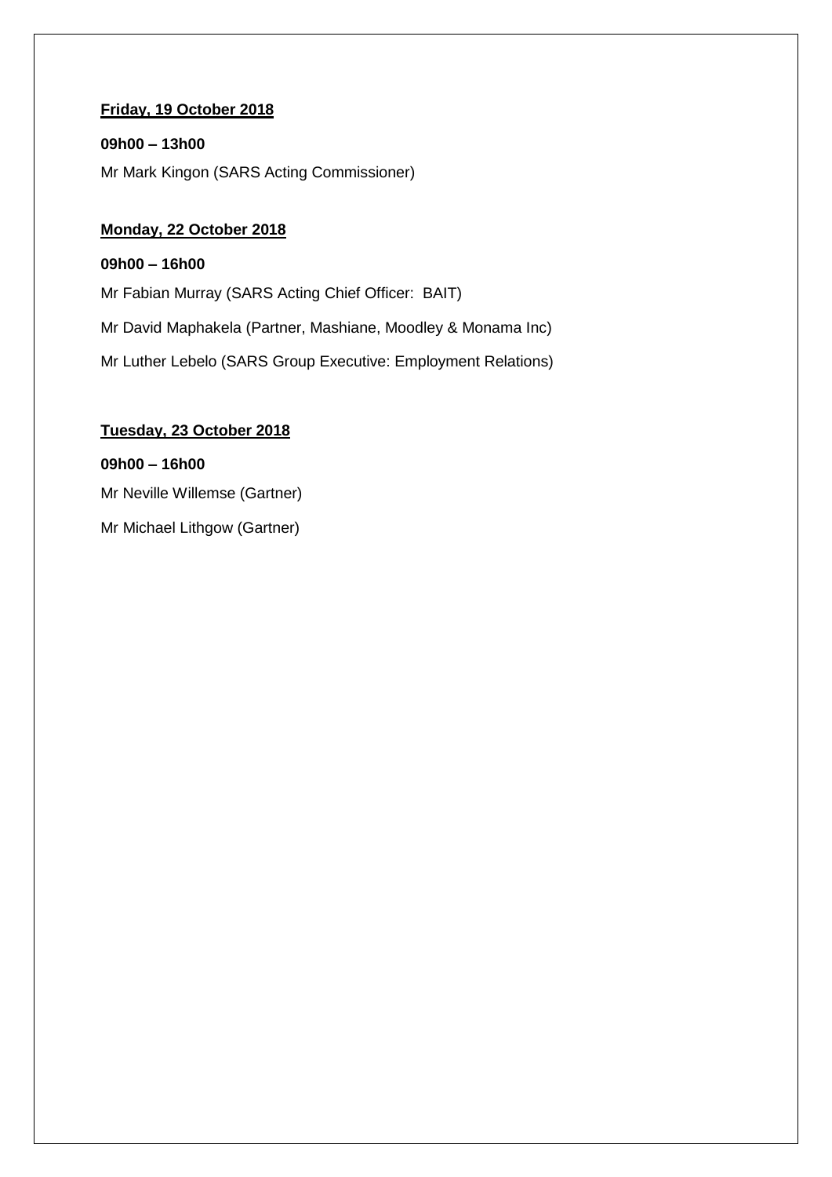**<u>Friday, 19 October 2018</u>**

**09h00 – 13h00**

Mr Mark Kingon (SARS Acting Commissioner)

**<u>Monday, 22 October 2018</u>**

**09h00 – 16h00**

Mr Fabian Murray (SARS Acting Chief Officer: BAIT)

Mr David Maphakela (Partner, Mashiane, Moodley & Monama Inc)

Mr Luther Lebelo (SARS Group Executive: Employment Relations)

**<u>Tuesday, 23 October 2018</u>**

**09h00 – 16h00**

Mr Neville Willemse (Gartner)

Mr Michael Lithgow (Gartner)